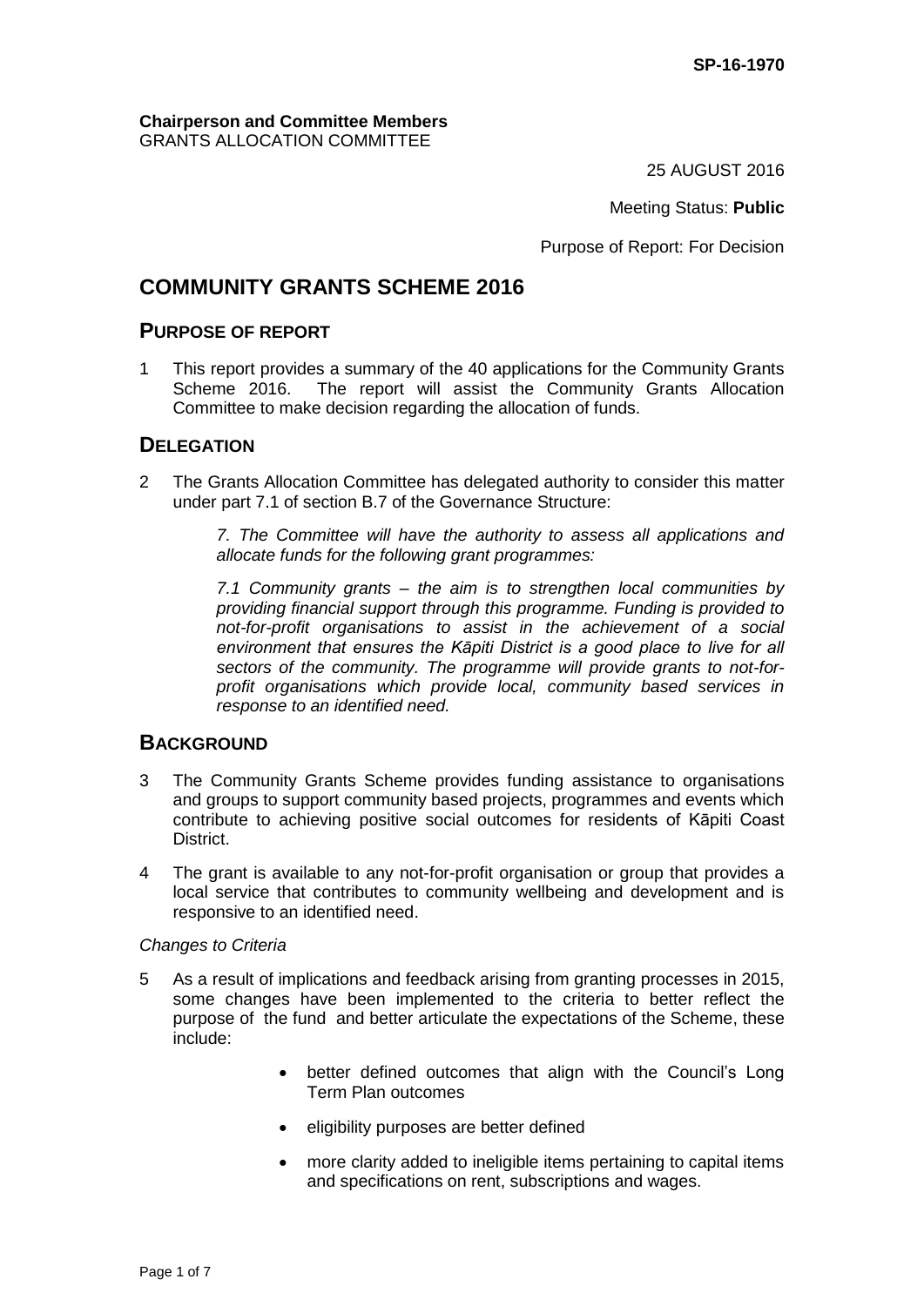SP-16-1970

**Chairperson and Committee Members**
GRANTS ALLOCATION COMMITTEE

25 AUGUST 2016

Meeting Status: **Public**

Purpose of Report: For Decision

# COMMUNITY GRANTS SCHEME 2016

## PURPOSE OF REPORT

1 This report provides a summary of the 40 applications for the Community Grants Scheme 2016. The report will assist the Community Grants Allocation Committee to make decision regarding the allocation of funds.

## DELEGATION

2 The Grants Allocation Committee has delegated authority to consider this matter under part 7.1 of section B.7 of the Governance Structure:

> *7. The Committee will have the authority to assess all applications and allocate funds for the following grant programmes:*
>
> *7.1 Community grants – the aim is to strengthen local communities by providing financial support through this programme. Funding is provided to not-for-profit organisations to assist in the achievement of a social environment that ensures the Kāpiti District is a good place to live for all sectors of the community. The programme will provide grants to not-for-profit organisations which provide local, community based services in response to an identified need.*

## BACKGROUND

3 The Community Grants Scheme provides funding assistance to organisations and groups to support community based projects, programmes and events which contribute to achieving positive social outcomes for residents of Kāpiti Coast District.

4 The grant is available to any not-for-profit organisation or group that provides a local service that contributes to community wellbeing and development and is responsive to an identified need.

*Changes to Criteria*

5 As a result of implications and feedback arising from granting processes in 2015, some changes have been implemented to the criteria to better reflect the purpose of the fund and better articulate the expectations of the Scheme, these include:

- better defined outcomes that align with the Council's Long Term Plan outcomes
- eligibility purposes are better defined
- more clarity added to ineligible items pertaining to capital items and specifications on rent, subscriptions and wages.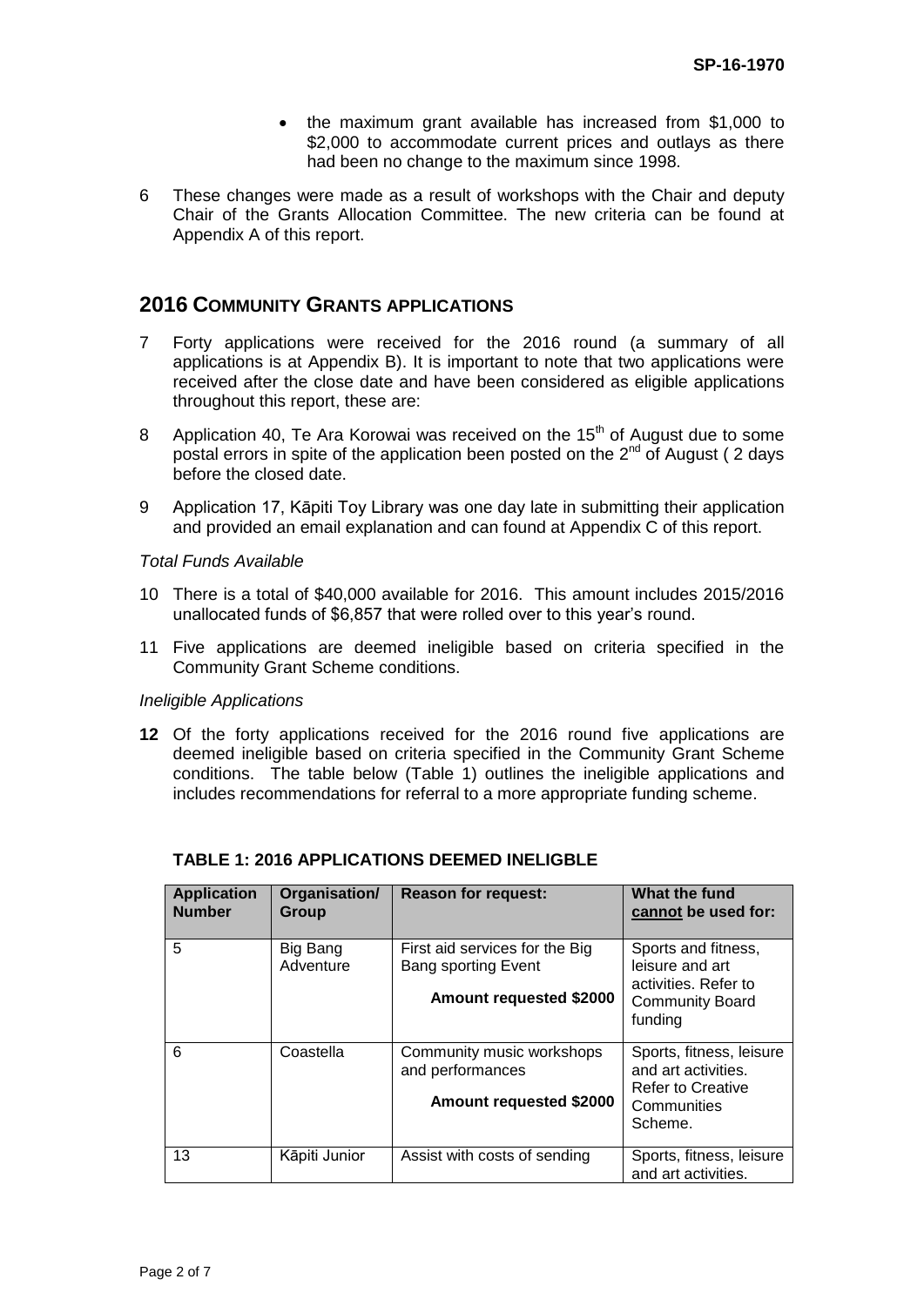- the maximum grant available has increased from $1,000 to $2,000 to accommodate current prices and outlays as there had been no change to the maximum since 1998.

6 These changes were made as a result of workshops with the Chair and deputy Chair of the Grants Allocation Committee. The new criteria can be found at Appendix A of this report.

## 2016 Community Grants Applications

7 Forty applications were received for the 2016 round (a summary of all applications is at Appendix B). It is important to note that two applications were received after the close date and have been considered as eligible applications throughout this report, these are:

8 Application 40, Te Ara Korowai was received on the 15th of August due to some postal errors in spite of the application been posted on the 2nd of August ( 2 days before the closed date.

9 Application 17, Kāpiti Toy Library was one day late in submitting their application and provided an email explanation and can found at Appendix C of this report.

*Total Funds Available*

10 There is a total of $40,000 available for 2016. This amount includes 2015/2016 unallocated funds of $6,857 that were rolled over to this year's round.

11 Five applications are deemed ineligible based on criteria specified in the Community Grant Scheme conditions.

*Ineligible Applications*

**12** Of the forty applications received for the 2016 round five applications are deemed ineligible based on criteria specified in the Community Grant Scheme conditions. The table below (Table 1) outlines the ineligible applications and includes recommendations for referral to a more appropriate funding scheme.

**TABLE 1: 2016 APPLICATIONS DEEMED INELIGBLE**

| Application Number | Organisation/ Group | Reason for request: | What the fund cannot be used for: |
|---|---|---|---|
| 5 | Big Bang Adventure | First aid services for the Big Bang sporting Event<br>**Amount requested $2000** | Sports and fitness, leisure and art activities. Refer to Community Board funding |
| 6 | Coastella | Community music workshops and performances<br>**Amount requested $2000** | Sports, fitness, leisure and art activities. Refer to Creative Communities Scheme. |
| 13 | Kāpiti Junior | Assist with costs of sending | Sports, fitness, leisure and art activities. |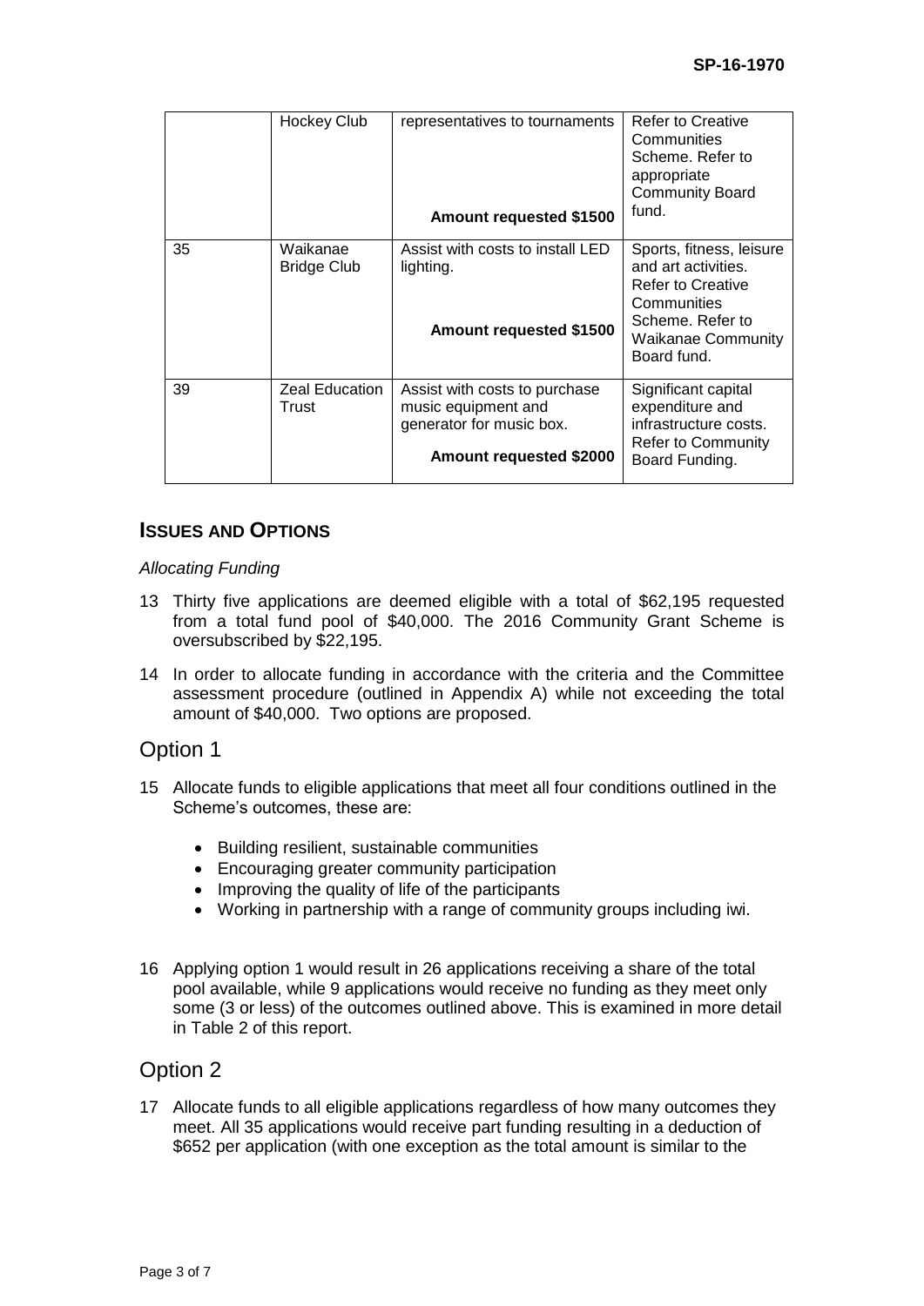|  | Hockey Club | representatives to tournaments<br><br>**Amount requested $1500** | Refer to Creative Communities Scheme. Refer to appropriate Community Board fund. |
|---|---|---|---|
| 35 | Waikanae Bridge Club | Assist with costs to install LED lighting.<br><br>**Amount requested $1500** | Sports, fitness, leisure and art activities. Refer to Creative Communities Scheme. Refer to Waikanae Community Board fund. |
| 39 | Zeal Education Trust | Assist with costs to purchase music equipment and generator for music box.<br><br>**Amount requested $2000** | Significant capital expenditure and infrastructure costs. Refer to Community Board Funding. |

## ISSUES AND OPTIONS

*Allocating Funding*

13 Thirty five applications are deemed eligible with a total of $62,195 requested from a total fund pool of $40,000. The 2016 Community Grant Scheme is oversubscribed by $22,195.

14 In order to allocate funding in accordance with the criteria and the Committee assessment procedure (outlined in Appendix A) while not exceeding the total amount of $40,000. Two options are proposed.

## Option 1

15 Allocate funds to eligible applications that meet all four conditions outlined in the Scheme's outcomes, these are:

- Building resilient, sustainable communities
- Encouraging greater community participation
- Improving the quality of life of the participants
- Working in partnership with a range of community groups including iwi.

16 Applying option 1 would result in 26 applications receiving a share of the total pool available, while 9 applications would receive no funding as they meet only some (3 or less) of the outcomes outlined above. This is examined in more detail in Table 2 of this report.

## Option 2

17 Allocate funds to all eligible applications regardless of how many outcomes they meet. All 35 applications would receive part funding resulting in a deduction of $652 per application (with one exception as the total amount is similar to the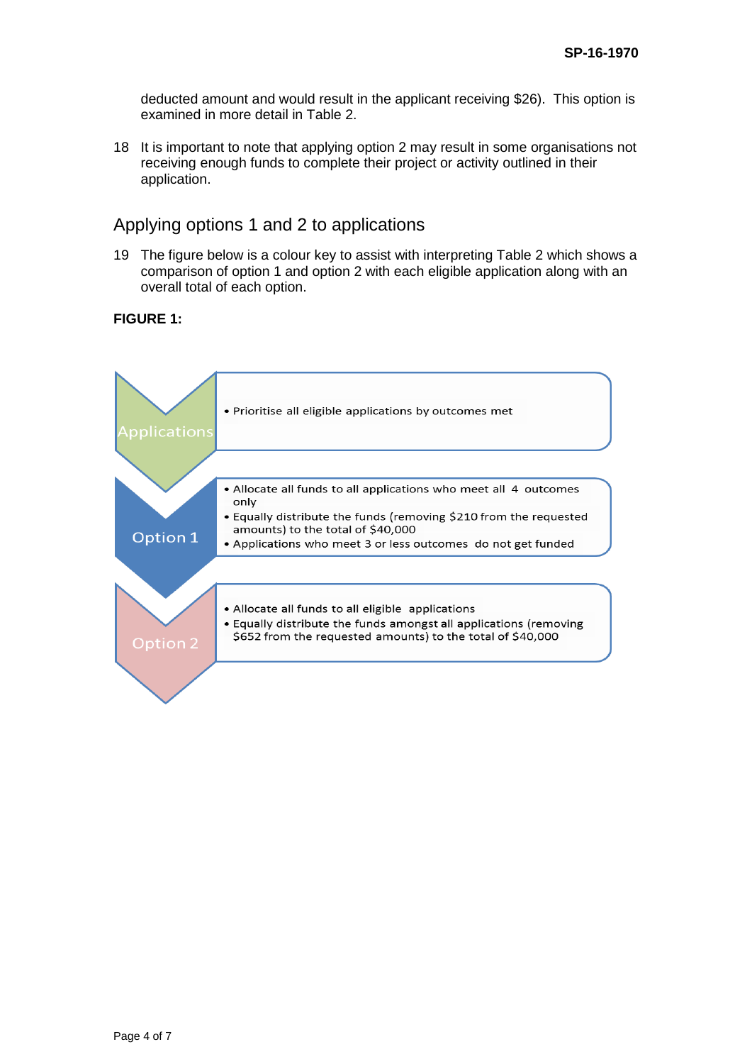deducted amount and would result in the applicant receiving $26). This option is examined in more detail in Table 2.

18 It is important to note that applying option 2 may result in some organisations not receiving enough funds to complete their project or activity outlined in their application.

## Applying options 1 and 2 to applications

19 The figure below is a colour key to assist with interpreting Table 2 which shows a comparison of option 1 and option 2 with each eligible application along with an overall total of each option.

**FIGURE 1:**

**Applications**

- Prioritise all eligible applications by outcomes met

**Option 1**

- Allocate all funds to all applications who meet all 4 outcomes only
- Equally distribute the funds (removing $210 from the requested amounts) to the total of $40,000
- Applications who meet 3 or less outcomes do not get funded

**Option 2**

- Allocate all funds to all eligible applications
- Equally distribute the funds amongst all applications (removing $652 from the requested amounts) to the total of $40,000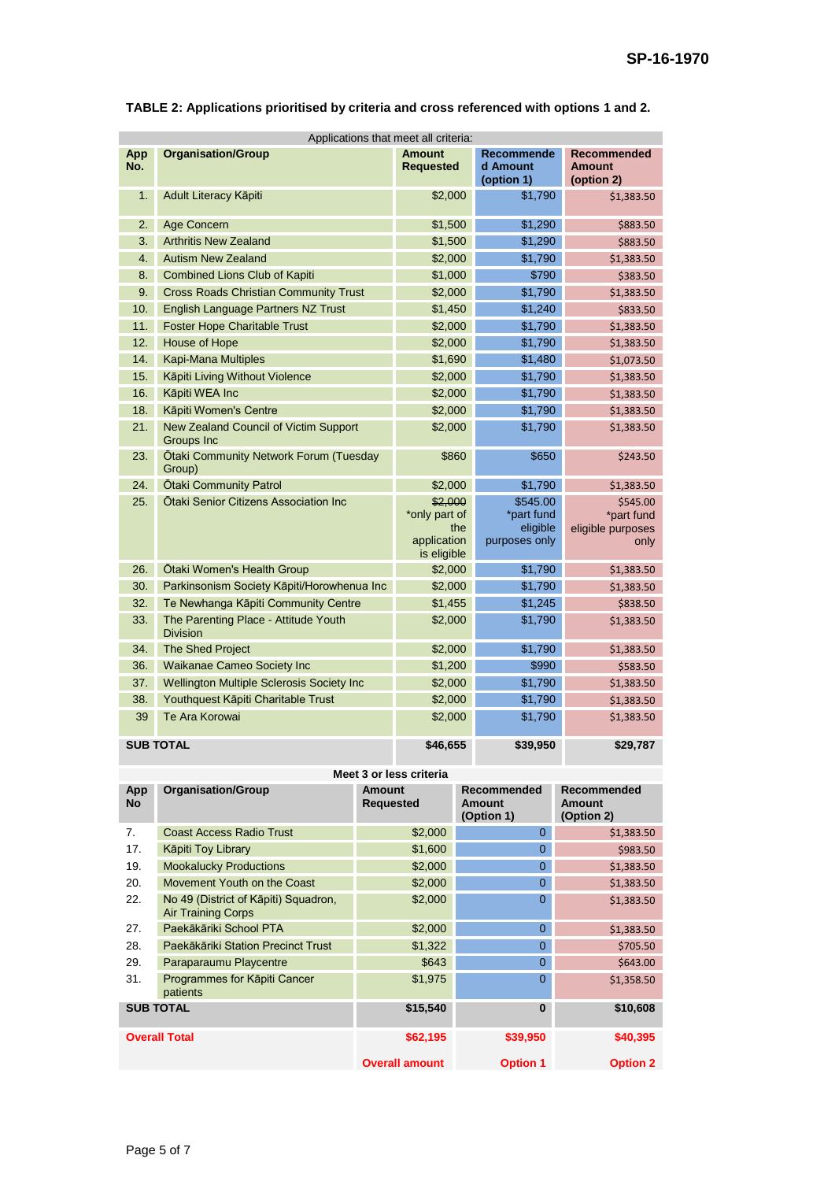**TABLE 2: Applications prioritised by criteria and cross referenced with options 1 and 2.**

| Applications that meet all criteria: | | | | |
|---|---|---|---|---|
| **App No.** | **Organisation/Group** | **Amount Requested** | **Recommended Amount (option 1)** | **Recommended Amount (option 2)** |
| 1. | Adult Literacy Kāpiti | $2,000 | $1,790 | $1,383.50 |
| 2. | Age Concern | $1,500 | $1,290 | $883.50 |
| 3. | Arthritis New Zealand | $1,500 | $1,290 | $883.50 |
| 4. | Autism New Zealand | $2,000 | $1,790 | $1,383.50 |
| 8. | Combined Lions Club of Kapiti | $1,000 | $790 | $383.50 |
| 9. | Cross Roads Christian Community Trust | $2,000 | $1,790 | $1,383.50 |
| 10. | English Language Partners NZ Trust | $1,450 | $1,240 | $833.50 |
| 11. | Foster Hope Charitable Trust | $2,000 | $1,790 | $1,383.50 |
| 12. | House of Hope | $2,000 | $1,790 | $1,383.50 |
| 14. | Kapi-Mana Multiples | $1,690 | $1,480 | $1,073.50 |
| 15. | Kāpiti Living Without Violence | $2,000 | $1,790 | $1,383.50 |
| 16. | Kāpiti WEA Inc | $2,000 | $1,790 | $1,383.50 |
| 18. | Kāpiti Women's Centre | $2,000 | $1,790 | $1,383.50 |
| 21. | New Zealand Council of Victim Support Groups Inc | $2,000 | $1,790 | $1,383.50 |
| 23. | Ōtaki Community Network Forum (Tuesday Group) | $860 | $650 | $243.50 |
| 24. | Ōtaki Community Patrol | $2,000 | $1,790 | $1,383.50 |
| 25. | Ōtaki Senior Citizens Association Inc | ~~$2,000~~ *only part of the application is eligible | $545.00 *part fund eligible purposes only | $545.00 *part fund eligible purposes only |
| 26. | Ōtaki Women's Health Group | $2,000 | $1,790 | $1,383.50 |
| 30. | Parkinsonism Society Kāpiti/Horowhenua Inc | $2,000 | $1,790 | $1,383.50 |
| 32. | Te Newhanga Kāpiti Community Centre | $1,455 | $1,245 | $838.50 |
| 33. | The Parenting Place - Attitude Youth Division | $2,000 | $1,790 | $1,383.50 |
| 34. | The Shed Project | $2,000 | $1,790 | $1,383.50 |
| 36. | Waikanae Cameo Society Inc | $1,200 | $990 | $583.50 |
| 37. | Wellington Multiple Sclerosis Society Inc | $2,000 | $1,790 | $1,383.50 |
| 38. | Youthquest Kāpiti Charitable Trust | $2,000 | $1,790 | $1,383.50 |
| 39 | Te Ara Korowai | $2,000 | $1,790 | $1,383.50 |
| **SUB TOTAL** | | **$46,655** | **$39,950** | **$29,787** |

| Meet 3 or less criteria | | | | |
|---|---|---|---|---|
| **App No** | **Organisation/Group** | **Amount Requested** | **Recommended Amount (Option 1)** | **Recommended Amount (Option 2)** |
| 7. | Coast Access Radio Trust | $2,000 | 0 | $1,383.50 |
| 17. | Kāpiti Toy Library | $1,600 | 0 | $983.50 |
| 19. | Mookalucky Productions | $2,000 | 0 | $1,383.50 |
| 20. | Movement Youth on the Coast | $2,000 | 0 | $1,383.50 |
| 22. | No 49 (District of Kāpiti) Squadron, Air Training Corps | $2,000 | 0 | $1,383.50 |
| 27. | Paekākāriki School PTA | $2,000 | 0 | $1,383.50 |
| 28. | Paekākāriki Station Precinct Trust | $1,322 | 0 | $705.50 |
| 29. | Paraparaumu Playcentre | $643 | 0 | $643.00 |
| 31. | Programmes for Kāpiti Cancer patients | $1,975 | 0 | $1,358.50 |
| **SUB TOTAL** | | **$15,540** | **0** | **$10,608** |
| **Overall Total** | | **$62,195** | **$39,950** | **$40,395** |
| | | **Overall amount** | **Option 1** | **Option 2** |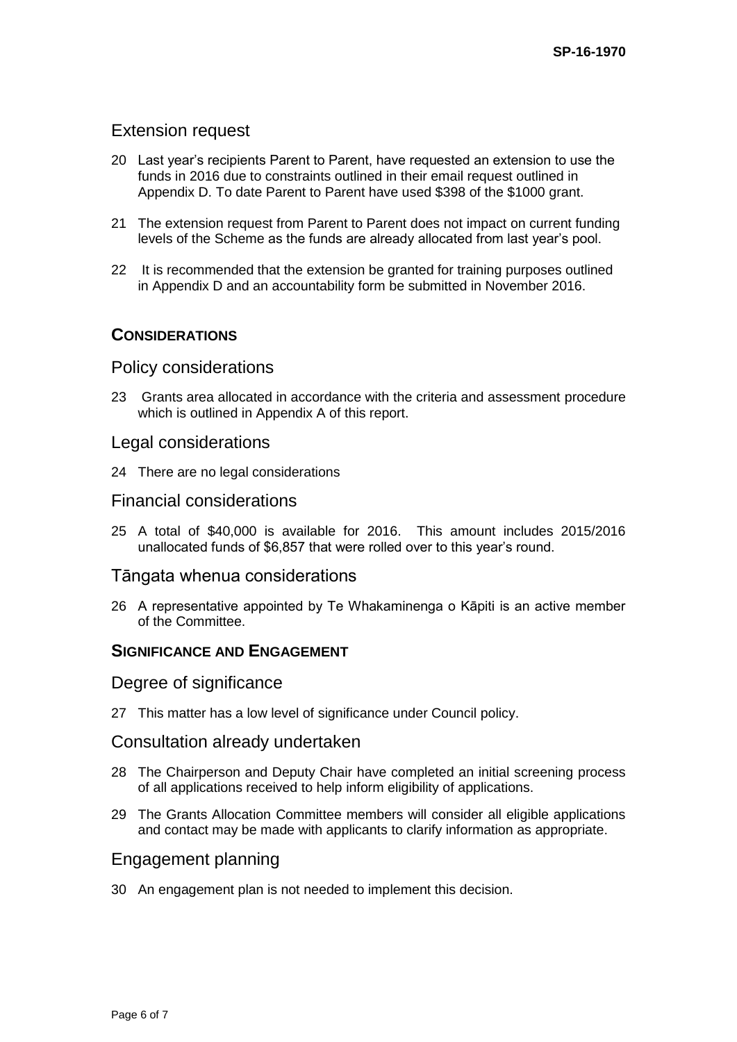## Extension request

20 Last year's recipients Parent to Parent, have requested an extension to use the funds in 2016 due to constraints outlined in their email request outlined in Appendix D. To date Parent to Parent have used $398 of the $1000 grant.

21 The extension request from Parent to Parent does not impact on current funding levels of the Scheme as the funds are already allocated from last year's pool.

22 It is recommended that the extension be granted for training purposes outlined in Appendix D and an accountability form be submitted in November 2016.

# CONSIDERATIONS

## Policy considerations

23 Grants area allocated in accordance with the criteria and assessment procedure which is outlined in Appendix A of this report.

## Legal considerations

24 There are no legal considerations

## Financial considerations

25 A total of $40,000 is available for 2016. This amount includes 2015/2016 unallocated funds of $6,857 that were rolled over to this year's round.

## Tāngata whenua considerations

26 A representative appointed by Te Whakaminenga o Kāpiti is an active member of the Committee.

# SIGNIFICANCE AND ENGAGEMENT

## Degree of significance

27 This matter has a low level of significance under Council policy.

## Consultation already undertaken

28 The Chairperson and Deputy Chair have completed an initial screening process of all applications received to help inform eligibility of applications.

29 The Grants Allocation Committee members will consider all eligible applications and contact may be made with applicants to clarify information as appropriate.

## Engagement planning

30 An engagement plan is not needed to implement this decision.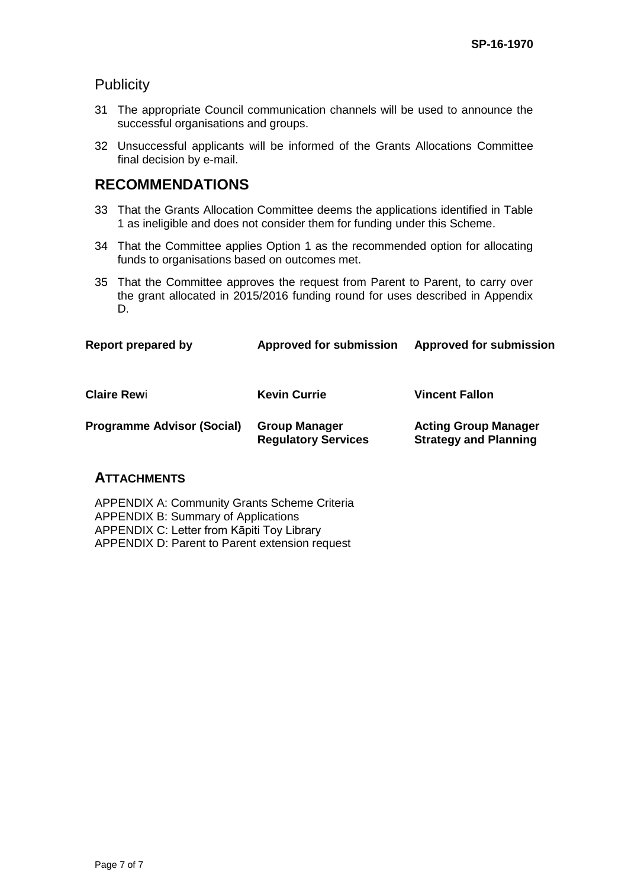## Publicity

31 The appropriate Council communication channels will be used to announce the successful organisations and groups.

32 Unsuccessful applicants will be informed of the Grants Allocations Committee final decision by e-mail.

## RECOMMENDATIONS

33 That the Grants Allocation Committee deems the applications identified in Table 1 as ineligible and does not consider them for funding under this Scheme.

34 That the Committee applies Option 1 as the recommended option for allocating funds to organisations based on outcomes met.

35 That the Committee approves the request from Parent to Parent, to carry over the grant allocated in 2015/2016 funding round for uses described in Appendix D.

| **Report prepared by** | **Approved for submission** | **Approved for submission** |
|---|---|---|
| **Claire Rewi** | **Kevin Currie** | **Vincent Fallon** |
| **Programme Advisor (Social)** | **Group Manager Regulatory Services** | **Acting Group Manager Strategy and Planning** |

## ATTACHMENTS

APPENDIX A: Community Grants Scheme Criteria
APPENDIX B: Summary of Applications
APPENDIX C: Letter from Kāpiti Toy Library
APPENDIX D: Parent to Parent extension request